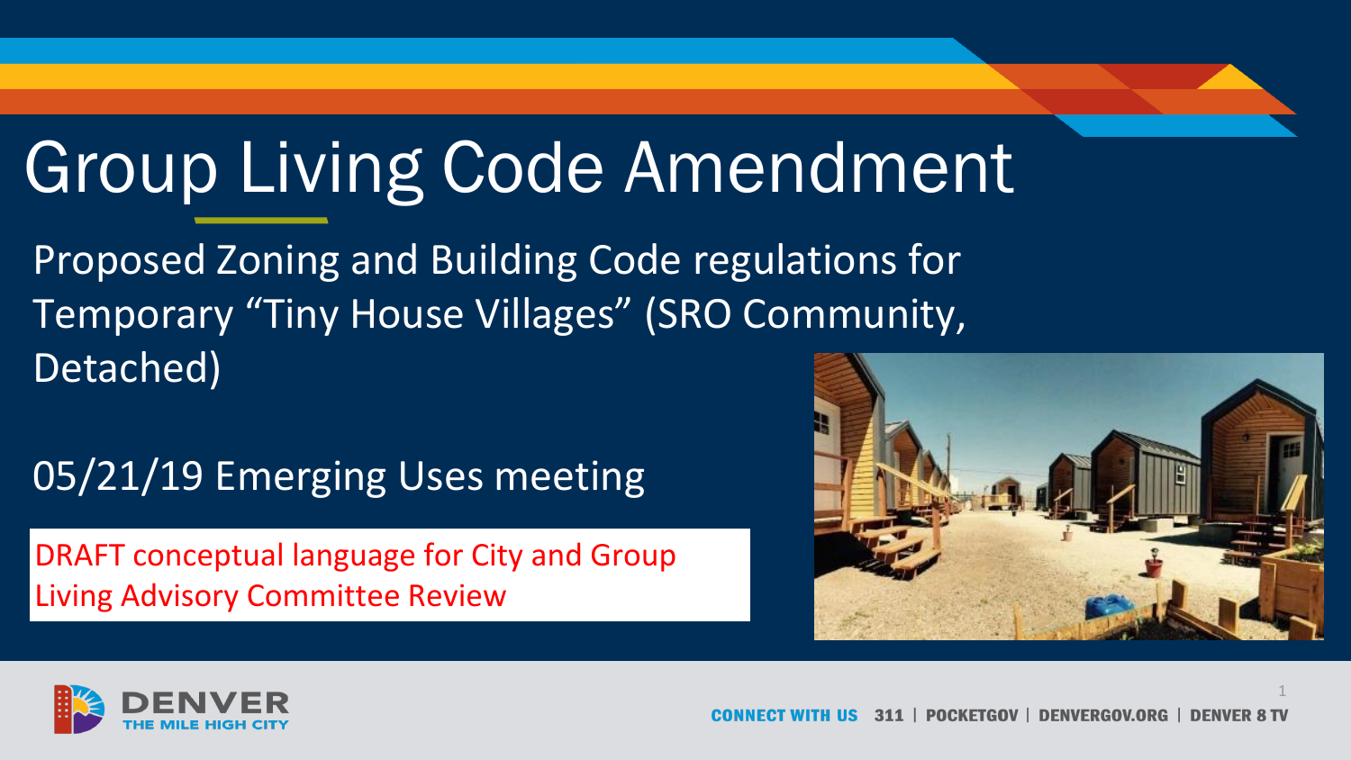# Group Living Code Amendment

Proposed Zoning and Building Code regulations for Temporary "Tiny House Villages" (SRO Community, Detached)

05/21/19 Emerging Uses meeting

DRAFT conceptual language for City and Group Living Advisory Committee Review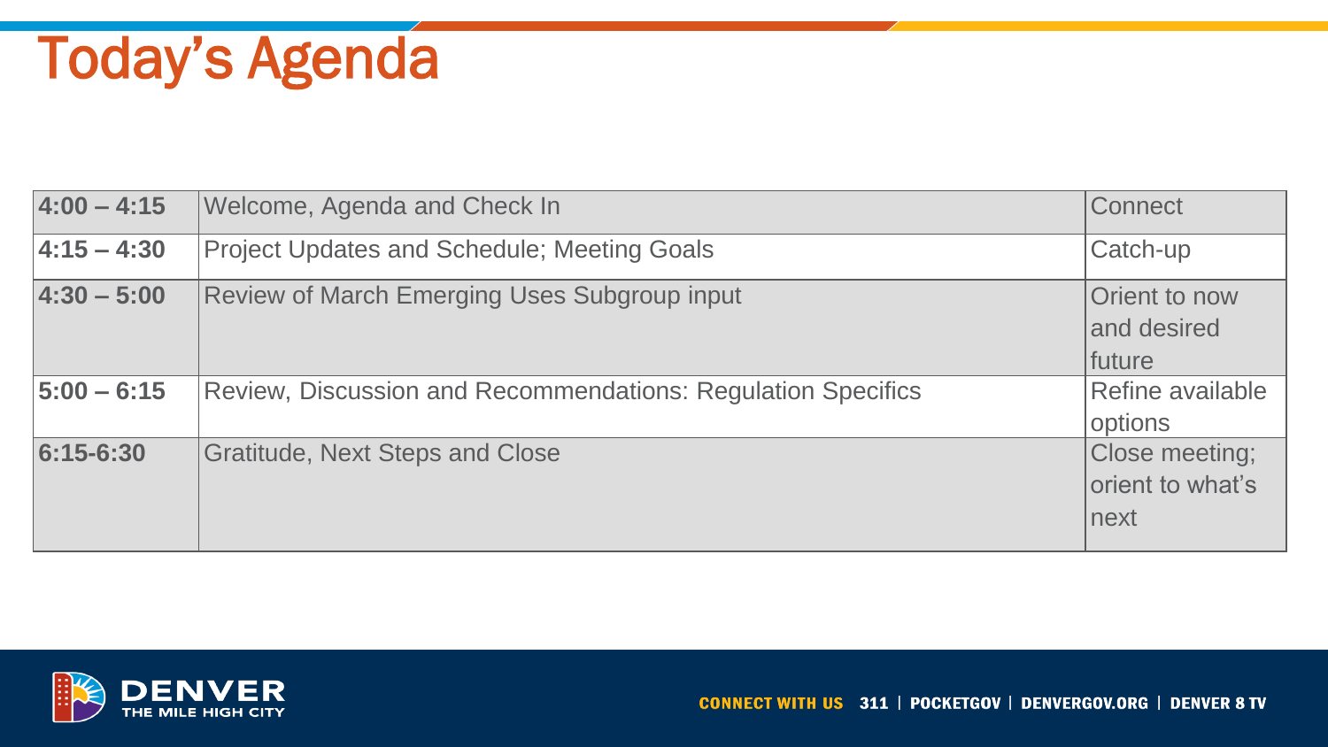# Today's Agenda

| | | |
|---|---|---|
| **4:00 – 4:15** | Welcome, Agenda and Check In | Connect |
| **4:15 – 4:30** | Project Updates and Schedule; Meeting Goals | Catch-up |
| **4:30 – 5:00** | Review of March Emerging Uses Subgroup input | Orient to now and desired future |
| **5:00 – 6:15** | Review, Discussion and Recommendations: Regulation Specifics | Refine available options |
| **6:15-6:30** | Gratitude, Next Steps and Close | Close meeting; orient to what's next |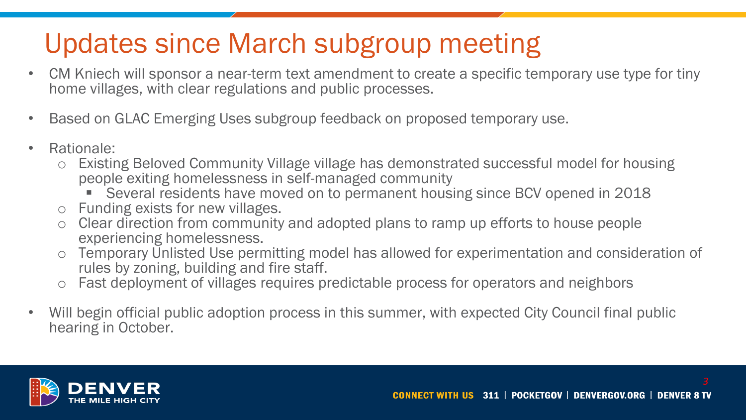# Updates since March subgroup meeting

- CM Kniech will sponsor a near-term text amendment to create a specific temporary use type for tiny home villages, with clear regulations and public processes.
- Based on GLAC Emerging Uses subgroup feedback on proposed temporary use.
- Rationale:
  - Existing Beloved Community Village village has demonstrated successful model for housing people exiting homelessness in self-managed community
    - Several residents have moved on to permanent housing since BCV opened in 2018
  - Funding exists for new villages.
  - Clear direction from community and adopted plans to ramp up efforts to house people experiencing homelessness.
  - Temporary Unlisted Use permitting model has allowed for experimentation and consideration of rules by zoning, building and fire staff.
  - Fast deployment of villages requires predictable process for operators and neighbors
- Will begin official public adoption process in this summer, with expected City Council final public hearing in October.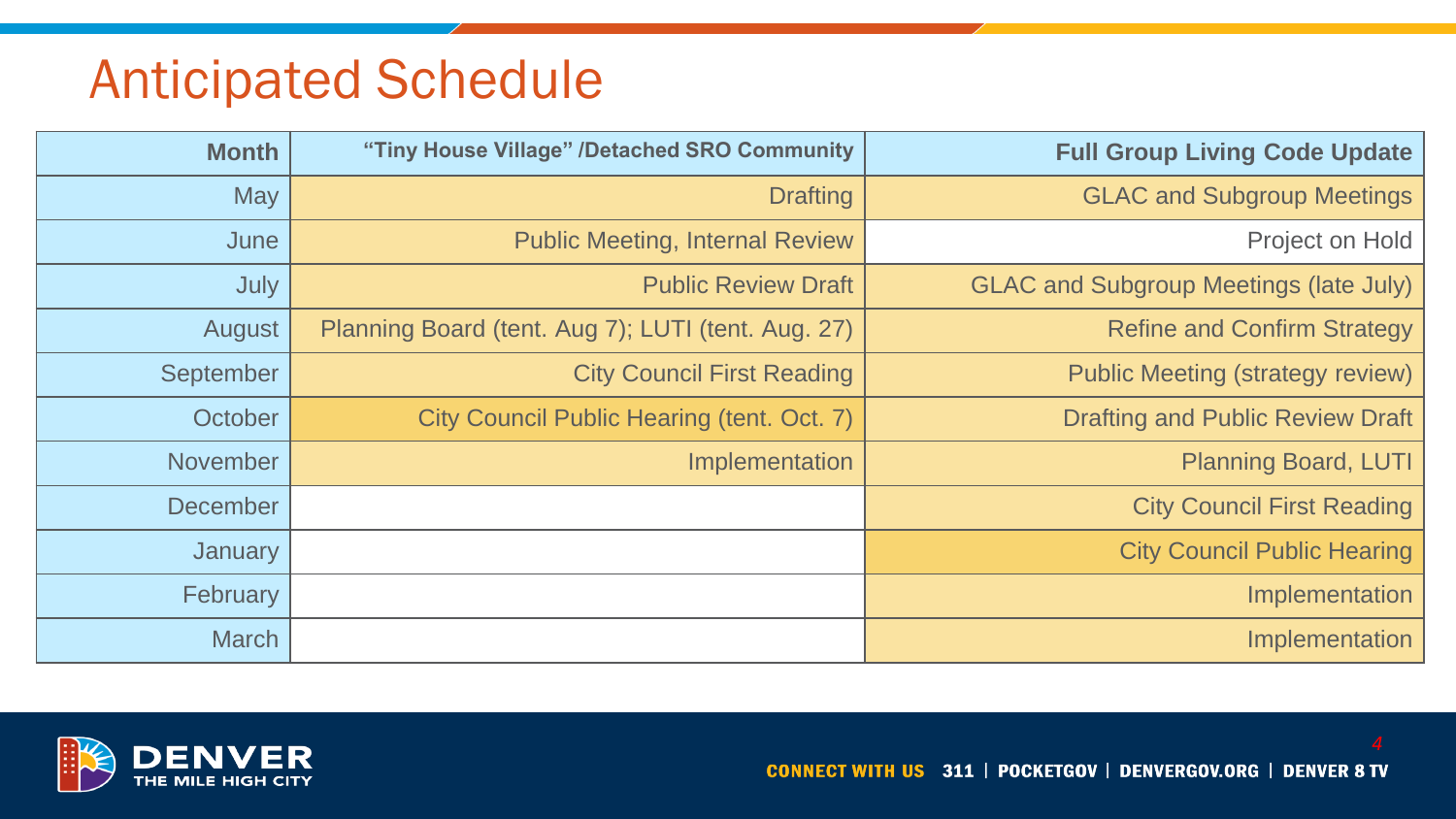# Anticipated Schedule

| Month | "Tiny House Village" /Detached SRO Community | Full Group Living Code Update |
|---|---|---|
| May | Drafting | GLAC and Subgroup Meetings |
| June | Public Meeting, Internal Review | Project on Hold |
| July | Public Review Draft | GLAC and Subgroup Meetings (late July) |
| August | Planning Board (tent. Aug 7); LUTI (tent. Aug. 27) | Refine and Confirm Strategy |
| September | City Council First Reading | Public Meeting (strategy review) |
| October | City Council Public Hearing (tent. Oct. 7) | Drafting and Public Review Draft |
| November | Implementation | Planning Board, LUTI |
| December | | City Council First Reading |
| January | | City Council Public Hearing |
| February | | Implementation |
| March | | Implementation |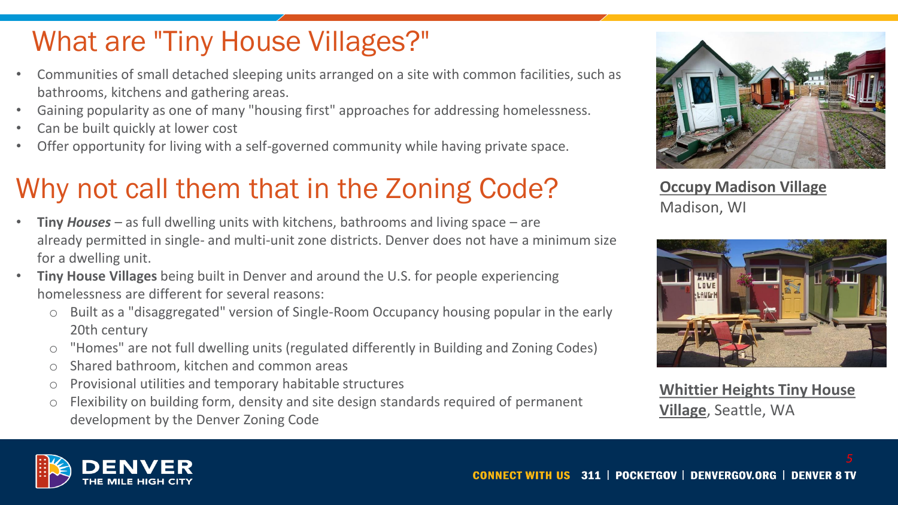# What are "Tiny House Villages?"

- Communities of small detached sleeping units arranged on a site with common facilities, such as bathrooms, kitchens and gathering areas.
- Gaining popularity as one of many "housing first" approaches for addressing homelessness.
- Can be built quickly at lower cost
- Offer opportunity for living with a self-governed community while having private space.

# Why not call them that in the Zoning Code?

- **Tiny *Houses*** – as full dwelling units with kitchens, bathrooms and living space – are already permitted in single- and multi-unit zone districts. Denver does not have a minimum size for a dwelling unit.
- **Tiny House Villages** being built in Denver and around the U.S. for people experiencing homelessness are different for several reasons:
  - Built as a "disaggregated" version of Single-Room Occupancy housing popular in the early 20th century
  - "Homes" are not full dwelling units (regulated differently in Building and Zoning Codes)
  - Shared bathroom, kitchen and common areas
  - Provisional utilities and temporary habitable structures
  - Flexibility on building form, density and site design standards required of permanent development by the Denver Zoning Code

**Occupy Madison Village**
Madison, WI

**Whittier Heights Tiny House Village**, Seattle, WA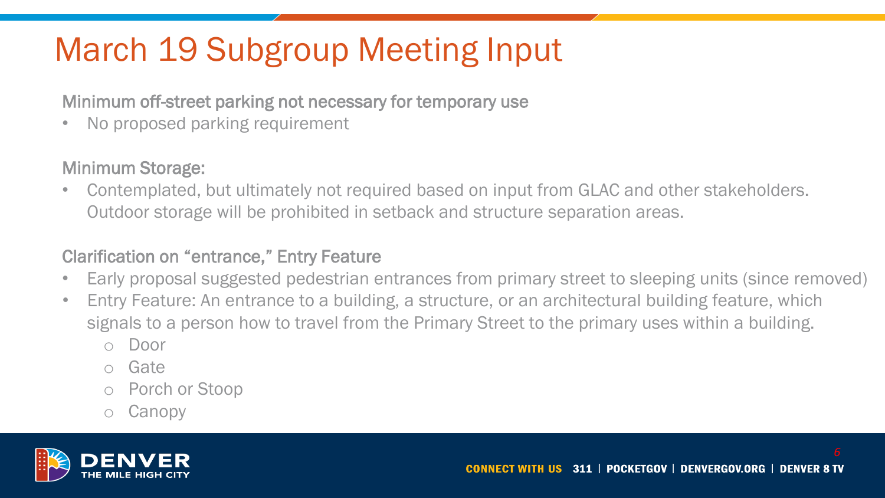# March 19 Subgroup Meeting Input

### Minimum off-street parking not necessary for temporary use

- No proposed parking requirement

### Minimum Storage:

- Contemplated, but ultimately not required based on input from GLAC and other stakeholders. Outdoor storage will be prohibited in setback and structure separation areas.

### Clarification on "entrance," Entry Feature

- Early proposal suggested pedestrian entrances from primary street to sleeping units (since removed)
- Entry Feature: An entrance to a building, a structure, or an architectural building feature, which signals to a person how to travel from the Primary Street to the primary uses within a building.
  - Door
  - Gate
  - Porch or Stoop
  - Canopy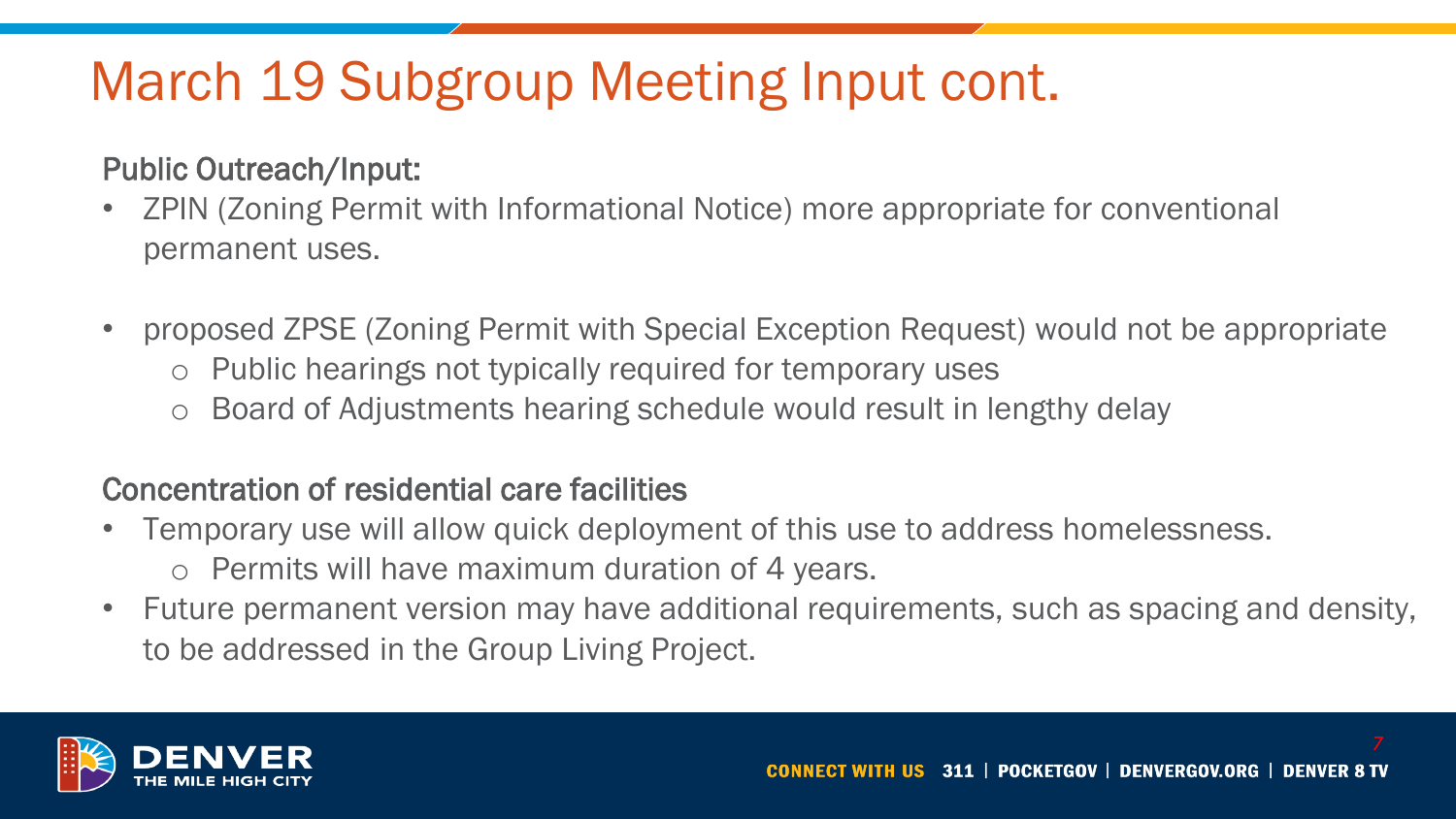# March 19 Subgroup Meeting Input cont.

### Public Outreach/Input:

- ZPIN (Zoning Permit with Informational Notice) more appropriate for conventional permanent uses.
- proposed ZPSE (Zoning Permit with Special Exception Request) would not be appropriate
  - Public hearings not typically required for temporary uses
  - Board of Adjustments hearing schedule would result in lengthy delay

### Concentration of residential care facilities

- Temporary use will allow quick deployment of this use to address homelessness.
  - Permits will have maximum duration of 4 years.
- Future permanent version may have additional requirements, such as spacing and density, to be addressed in the Group Living Project.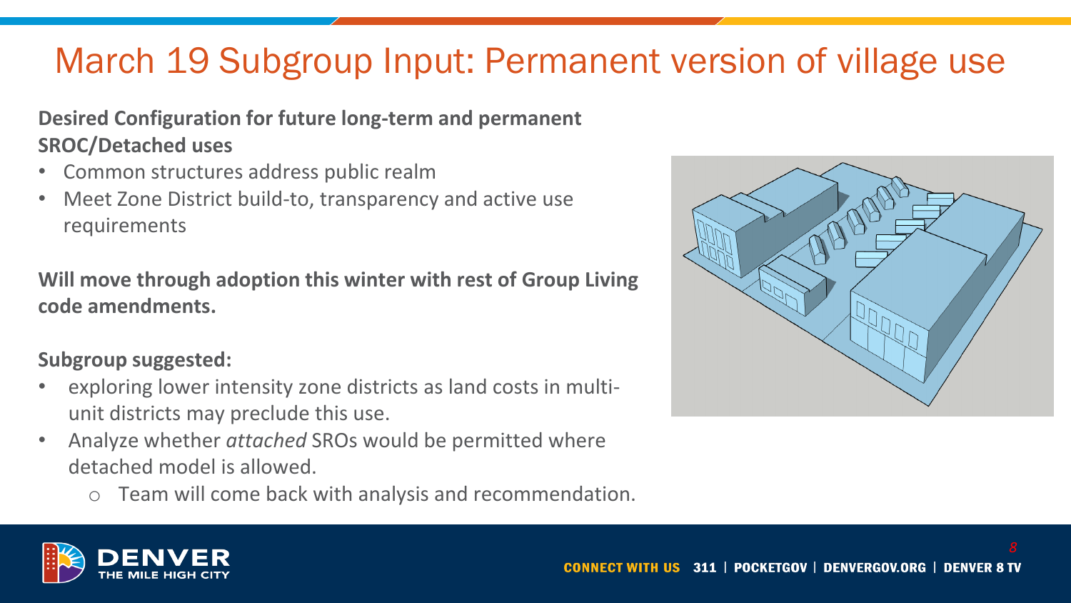# March 19 Subgroup Input: Permanent version of village use

**Desired Configuration for future long-term and permanent SROC/Detached uses**

- Common structures address public realm
- Meet Zone District build-to, transparency and active use requirements

**Will move through adoption this winter with rest of Group Living code amendments.**

**Subgroup suggested:**

- exploring lower intensity zone districts as land costs in multi-unit districts may preclude this use.
- Analyze whether *attached* SROs would be permitted where detached model is allowed.
  - Team will come back with analysis and recommendation.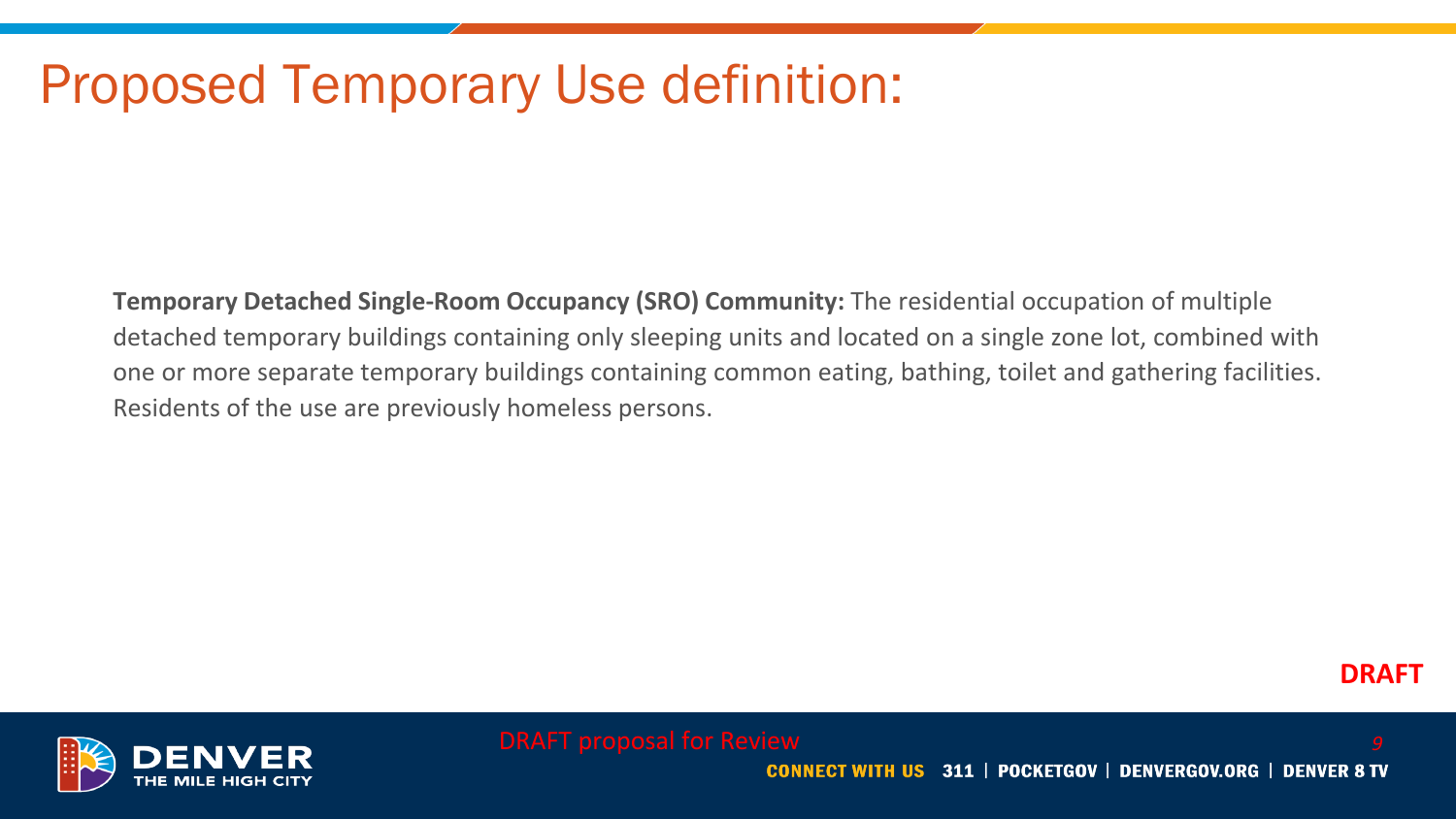# Proposed Temporary Use definition:

**Temporary Detached Single-Room Occupancy (SRO) Community:** The residential occupation of multiple detached temporary buildings containing only sleeping units and located on a single zone lot, combined with one or more separate temporary buildings containing common eating, bathing, toilet and gathering facilities. Residents of the use are previously homeless persons.

**DRAFT**

DRAFT proposal for Review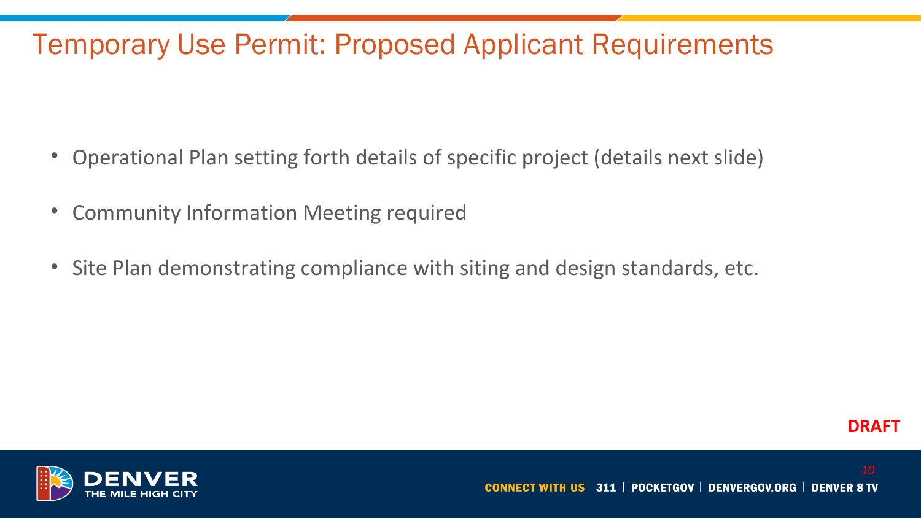# Temporary Use Permit: Proposed Applicant Requirements

- Operational Plan setting forth details of specific project (details next slide)
- Community Information Meeting required
- Site Plan demonstrating compliance with siting and design standards, etc.

**DRAFT**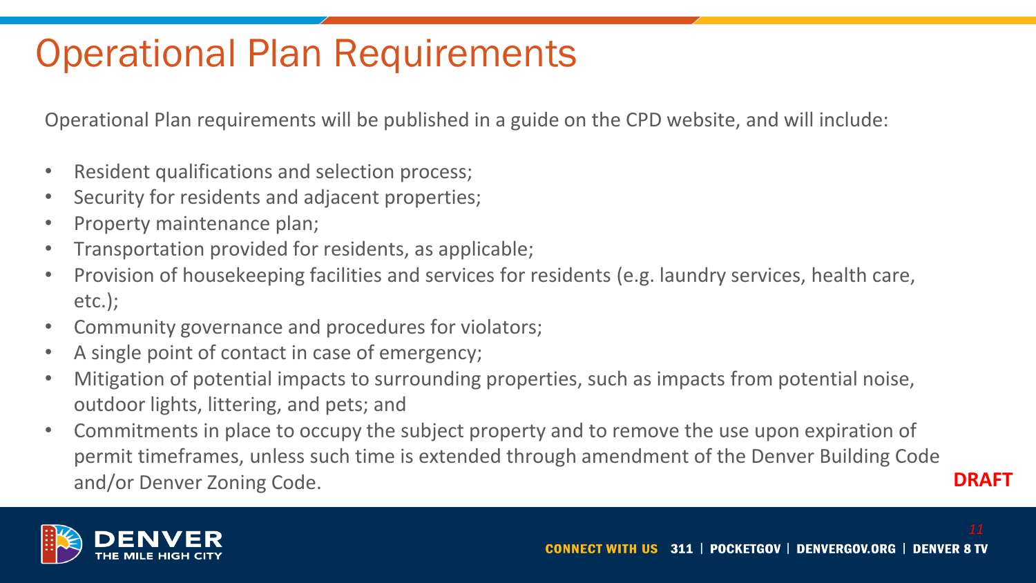# Operational Plan Requirements

Operational Plan requirements will be published in a guide on the CPD website, and will include:

- Resident qualifications and selection process;
- Security for residents and adjacent properties;
- Property maintenance plan;
- Transportation provided for residents, as applicable;
- Provision of housekeeping facilities and services for residents (e.g. laundry services, health care, etc.);
- Community governance and procedures for violators;
- A single point of contact in case of emergency;
- Mitigation of potential impacts to surrounding properties, such as impacts from potential noise, outdoor lights, littering, and pets; and
- Commitments in place to occupy the subject property and to remove the use upon expiration of permit timeframes, unless such time is extended through amendment of the Denver Building Code and/or Denver Zoning Code.

**DRAFT**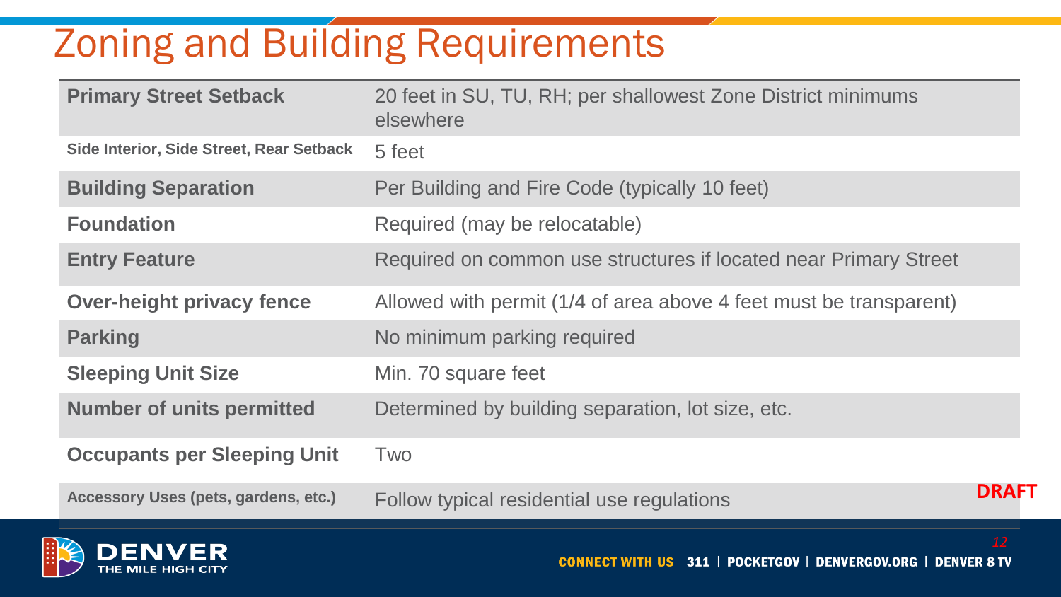# Zoning and Building Requirements

| | |
|---|---|
| **Primary Street Setback** | 20 feet in SU, TU, RH; per shallowest Zone District minimums elsewhere |
| **Side Interior, Side Street, Rear Setback** | 5 feet |
| **Building Separation** | Per Building and Fire Code (typically 10 feet) |
| **Foundation** | Required (may be relocatable) |
| **Entry Feature** | Required on common use structures if located near Primary Street |
| **Over-height privacy fence** | Allowed with permit (1/4 of area above 4 feet must be transparent) |
| **Parking** | No minimum parking required |
| **Sleeping Unit Size** | Min. 70 square feet |
| **Number of units permitted** | Determined by building separation, lot size, etc. |
| **Occupants per Sleeping Unit** | Two |
| **Accessory Uses (pets, gardens, etc.)** | Follow typical residential use regulations |

**DRAFT**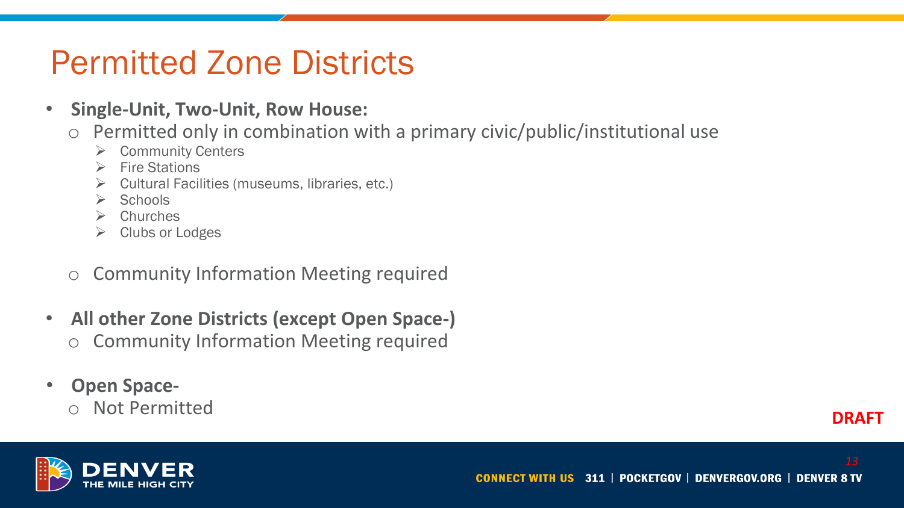# Permitted Zone Districts

- **Single-Unit, Two-Unit, Row House:**
  - Permitted only in combination with a primary civic/public/institutional use
    - Community Centers
    - Fire Stations
    - Cultural Facilities (museums, libraries, etc.)
    - Schools
    - Churches
    - Clubs or Lodges
  - Community Information Meeting required
- **All other Zone Districts (except Open Space-)**
  - Community Information Meeting required
- **Open Space-**
  - Not Permitted

**DRAFT**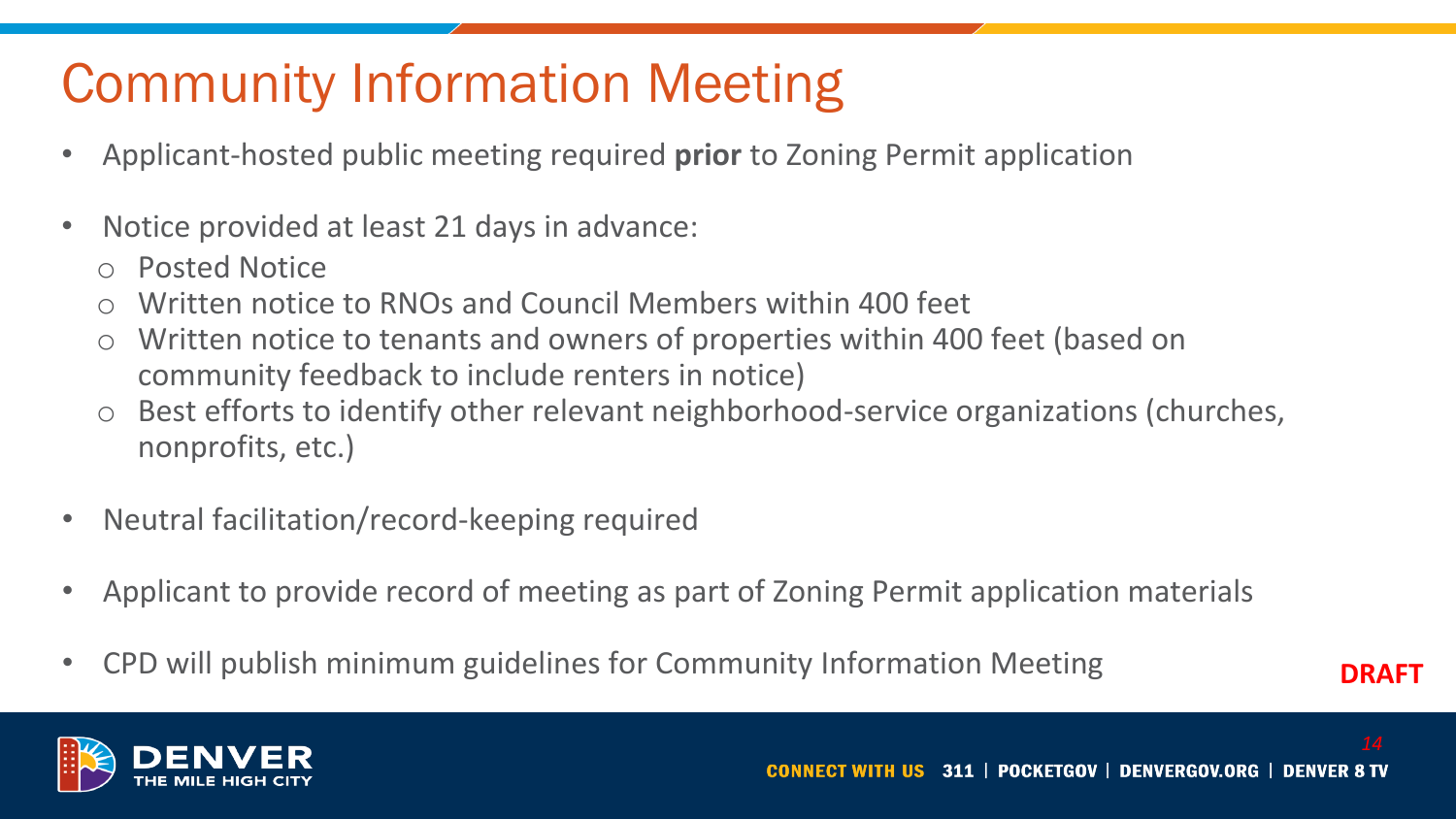# Community Information Meeting

- Applicant-hosted public meeting required **prior** to Zoning Permit application
- Notice provided at least 21 days in advance:
  - Posted Notice
  - Written notice to RNOs and Council Members within 400 feet
  - Written notice to tenants and owners of properties within 400 feet (based on community feedback to include renters in notice)
  - Best efforts to identify other relevant neighborhood-service organizations (churches, nonprofits, etc.)
- Neutral facilitation/record-keeping required
- Applicant to provide record of meeting as part of Zoning Permit application materials
- CPD will publish minimum guidelines for Community Information Meeting

**DRAFT**